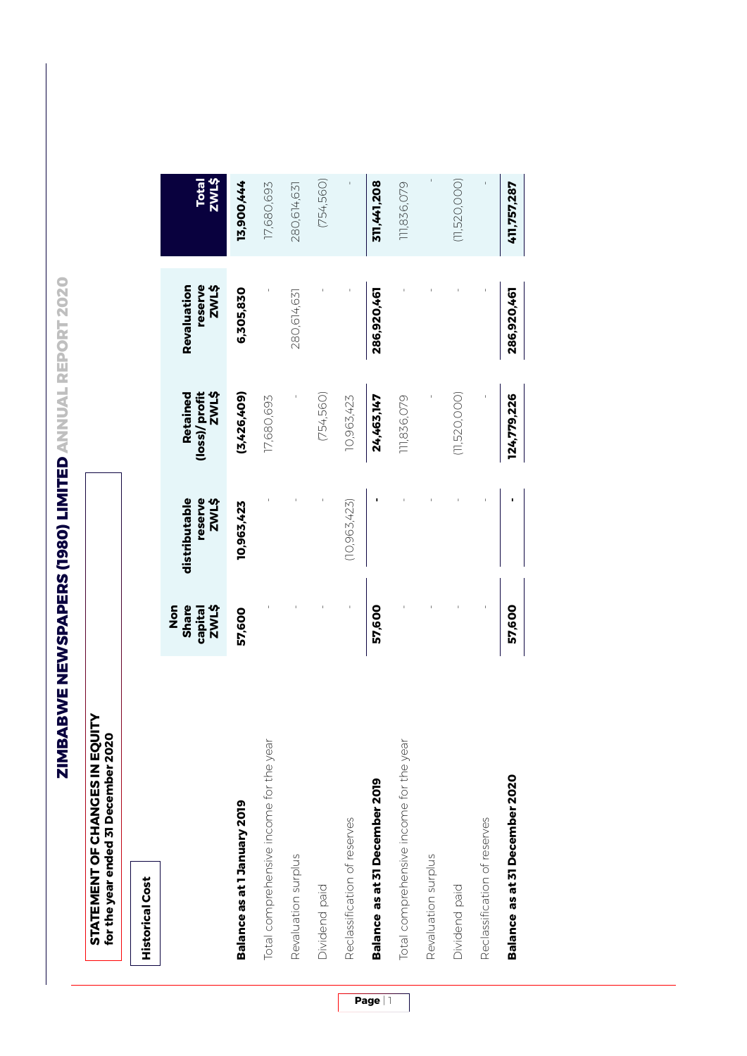# ZIMBABWE NEWSPAPERS (1980) LIMITED ANNUAL REPORT 2020

**STATEMENT OF CHANGES IN EQUITY**
**for the year ended 31 December 2020**

**Historical Cost**

| | Share capital ZWL$ | Non distributable reserve ZWL$ | Retained (loss)/ profit ZWL$ | Revaluation reserve ZWL$ | Total ZWL$ |
|---|---|---|---|---|---|
| **Balance as at 1 January 2019** | **57,600** | **10,963,423** | **(3,426,409)** | **6,305,830** | **13,900,444** |
| Total comprehensive income for the year | - | - | 17,680,693 | - | 17,680,693 |
| Revaluation surplus | - | - | - | 280,614,631 | 280,614,631 |
| Dividend paid | - | - | (754,560) | - | (754,560) |
| Reclassification of reserves | - | (10,963,423) | 10,963,423 | - | - |
| **Balance as at 31 December 2019** | **57,600** | **-** | **24,463,147** | **286,920,461** | **311,441,208** |
| Total comprehensive income for the year | - | - | 111,836,079 | - | 111,836,079 |
| Revaluation surplus | - | - | - | - | - |
| Dividend paid | - | - | (11,520,000) | - | (11,520,000) |
| Reclassification of reserves | - | - | - | - | - |
| **Balance as at 31 December 2020** | **57,600** | **-** | **124,779,226** | **286,920,461** | **411,757,287** |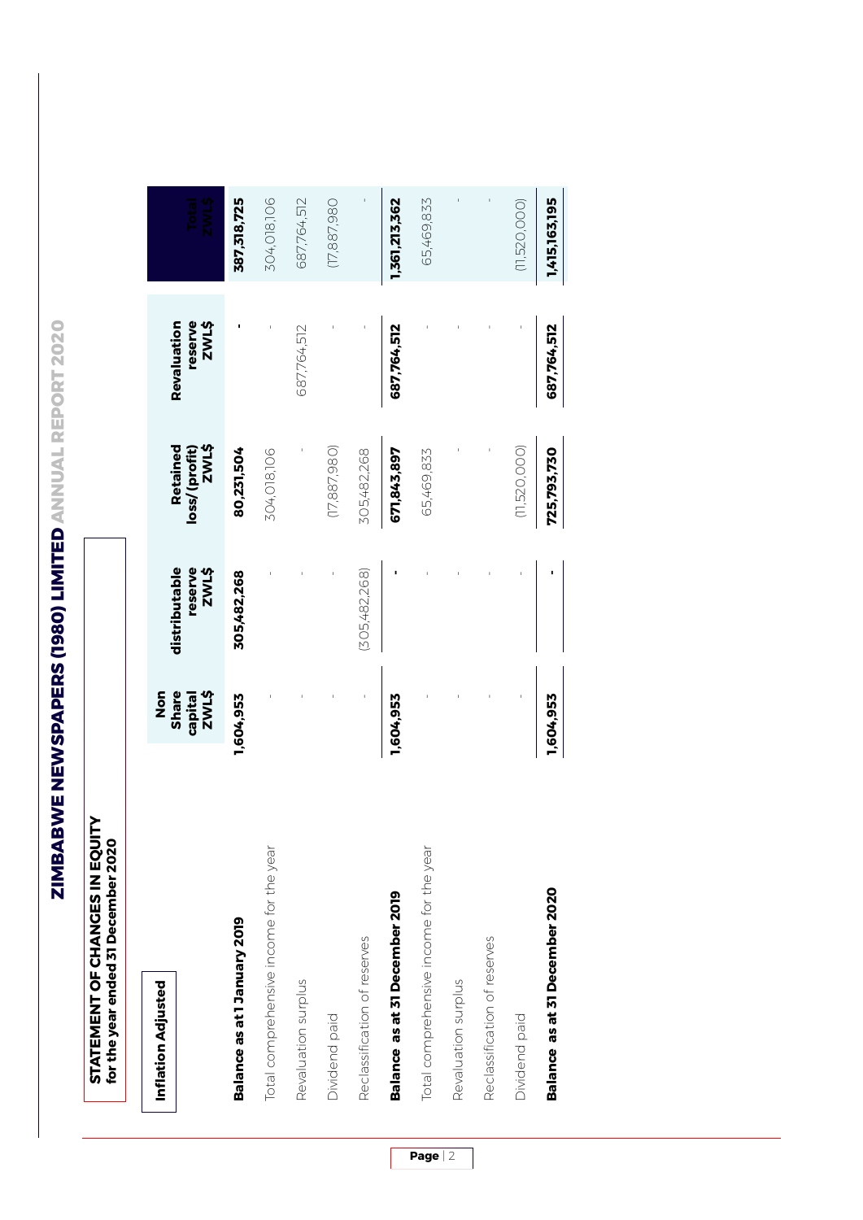# ZIMBABWE NEWSPAPERS (1980) LIMITED ANNUAL REPORT 2020

## STATEMENT OF CHANGES IN EQUITY
**for the year ended 31 December 2020**

| Inflation Adjusted | Share capital ZWL$ | Non distributable reserve ZWL$ | Retained loss/(profit) ZWL$ | Revaluation reserve ZWL$ | Total ZWL$ |
|---|---|---|---|---|---|
| **Balance as at 1 January 2019** | **1,604,953** | **305,482,268** | **80,231,504** | **-** | **387,318,725** |
| Total comprehensive income for the year | - | - | 304,018,106 | - | 304,018,106 |
| Revaluation surplus | - | - | - | 687,764,512 | 687,764,512 |
| Dividend paid | - | - | (17,887,980) | - | (17,887,980) |
| Reclassification of reserves | - | (305,482,268) | 305,482,268 | - | - |
| **Balance as at 31 December 2019** | **1,604,953** | **-** | **671,843,897** | **687,764,512** | **1,361,213,362** |
| Total comprehensive income for the year | - | - | 65,469,833 | - | 65,469,833 |
| Revaluation surplus | - | - | - | - | - |
| Reclassification of reserves | - | - | - | - | - |
| Dividend paid | - | - | (11,520,000) | - | (11,520,000) |
| **Balance as at 31 December 2020** | **1,604,953** | **-** | **725,793,730** | **687,764,512** | **1,415,163,195** |